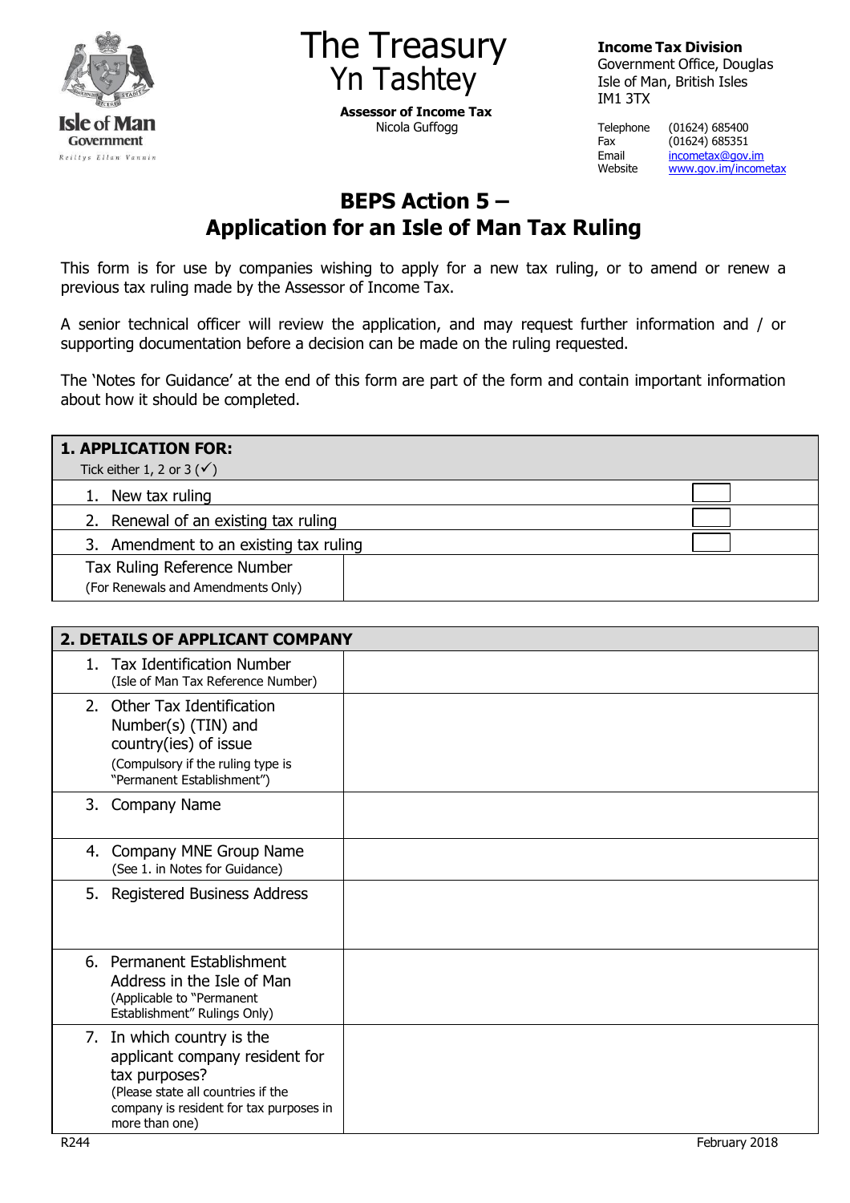The Treasury
Yn Tashtey

**Assessor of Income Tax**
Nicola Guffogg

**Income Tax Division**
Government Office, Douglas
Isle of Man, British Isles
IM1 3TX

Telephone (01624) 685400
Fax (01624) 685351
Email incometax@gov.im
Website www.gov.im/incometax

# BEPS Action 5 – Application for an Isle of Man Tax Ruling

This form is for use by companies wishing to apply for a new tax ruling, or to amend or renew a previous tax ruling made by the Assessor of Income Tax.

A senior technical officer will review the application, and may request further information and / or supporting documentation before a decision can be made on the ruling requested.

The 'Notes for Guidance' at the end of this form are part of the form and contain important information about how it should be completed.

| **1. APPLICATION FOR:** Tick either 1, 2 or 3 (✓) | |
|---|---|
| 1. New tax ruling | ☐ |
| 2. Renewal of an existing tax ruling | ☐ |
| 3. Amendment to an existing tax ruling | ☐ |
| Tax Ruling Reference Number (For Renewals and Amendments Only) | |

| **2. DETAILS OF APPLICANT COMPANY** | |
|---|---|
| 1. Tax Identification Number (Isle of Man Tax Reference Number) | |
| 2. Other Tax Identification Number(s) (TIN) and country(ies) of issue (Compulsory if the ruling type is "Permanent Establishment") | |
| 3. Company Name | |
| 4. Company MNE Group Name (See 1. in Notes for Guidance) | |
| 5. Registered Business Address | |
| 6. Permanent Establishment Address in the Isle of Man (Applicable to "Permanent Establishment" Rulings Only) | |
| 7. In which country is the applicant company resident for tax purposes? (Please state all countries if the company is resident for tax purposes in more than one) | |

R244 February 2018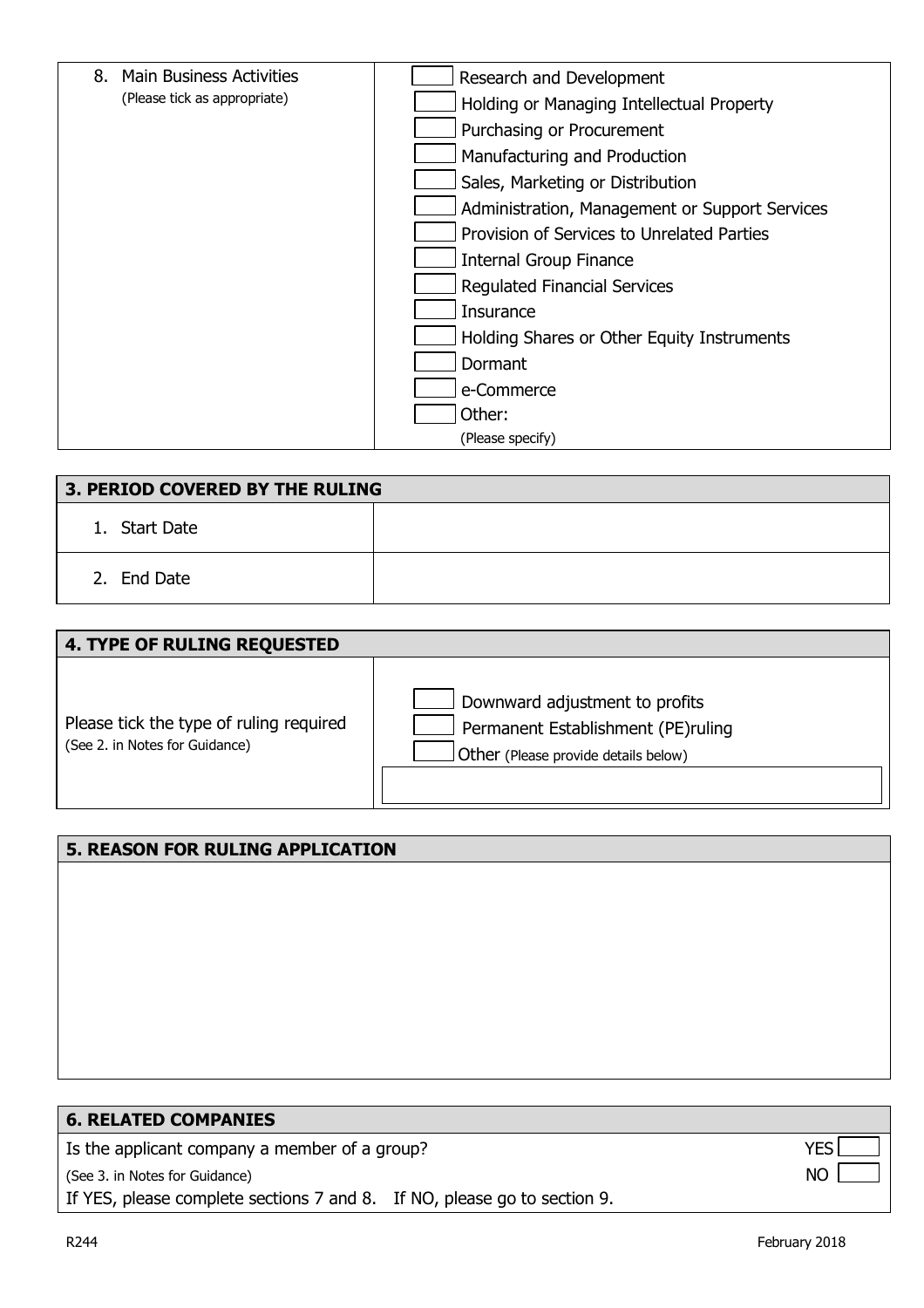| 8. Main Business Activities (Please tick as appropriate) | ☐ Research and Development<br>☐ Holding or Managing Intellectual Property<br>☐ Purchasing or Procurement<br>☐ Manufacturing and Production<br>☐ Sales, Marketing or Distribution<br>☐ Administration, Management or Support Services<br>☐ Provision of Services to Unrelated Parties<br>☐ Internal Group Finance<br>☐ Regulated Financial Services<br>☐ Insurance<br>☐ Holding Shares or Other Equity Instruments<br>☐ Dormant<br>☐ e-Commerce<br>☐ Other:<br>(Please specify) |
|---|---|

## 3. PERIOD COVERED BY THE RULING

| | |
|---|---|
| 1. Start Date | |
| 2. End Date | |

## 4. TYPE OF RULING REQUESTED

| | |
|---|---|
| Please tick the type of ruling required (See 2. in Notes for Guidance) | ☐ Downward adjustment to profits<br>☐ Permanent Establishment (PE)ruling<br>☐ Other (Please provide details below) |

## 5. REASON FOR RULING APPLICATION

## 6. RELATED COMPANIES

Is the applicant company a member of a group? YES ☐

(See 3. in Notes for Guidance) NO ☐

If YES, please complete sections 7 and 8. If NO, please go to section 9.

R244 February 2018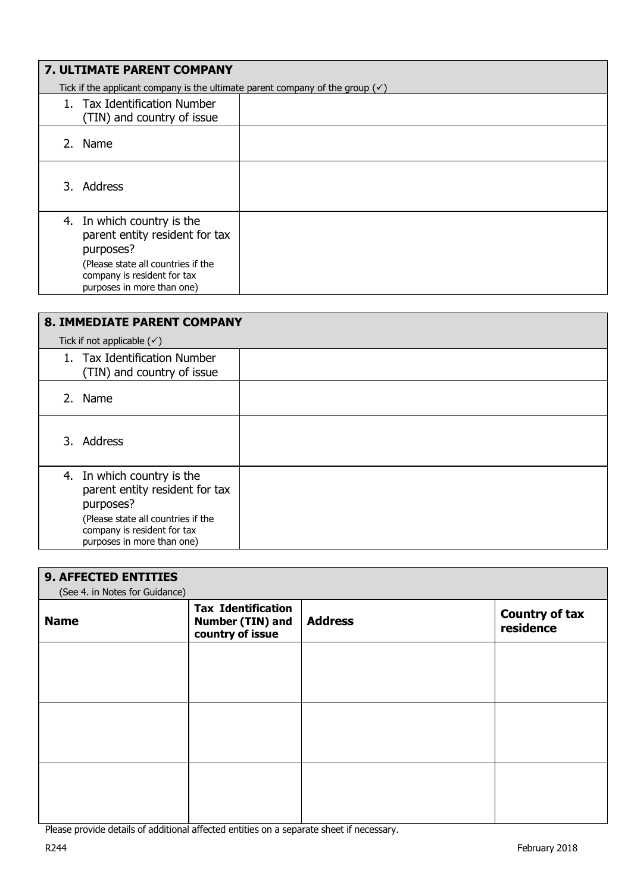## 7. ULTIMATE PARENT COMPANY

Tick if the applicant company is the ultimate parent company of the group (✓)

| | |
|---|---|
| 1. Tax Identification Number (TIN) and country of issue | |
| 2. Name | |
| 3. Address | |
| 4. In which country is the parent entity resident for tax purposes? (Please state all countries if the company is resident for tax purposes in more than one) | |

## 8. IMMEDIATE PARENT COMPANY

Tick if not applicable (✓)

| | |
|---|---|
| 1. Tax Identification Number (TIN) and country of issue | |
| 2. Name | |
| 3. Address | |
| 4. In which country is the parent entity resident for tax purposes? (Please state all countries if the company is resident for tax purposes in more than one) | |

## 9. AFFECTED ENTITIES

(See 4. in Notes for Guidance)

| Name | Tax Identification Number (TIN) and country of issue | Address | Country of tax residence |
|---|---|---|---|
| | | | |
| | | | |
| | | | |

Please provide details of additional affected entities on a separate sheet if necessary.

R244 February 2018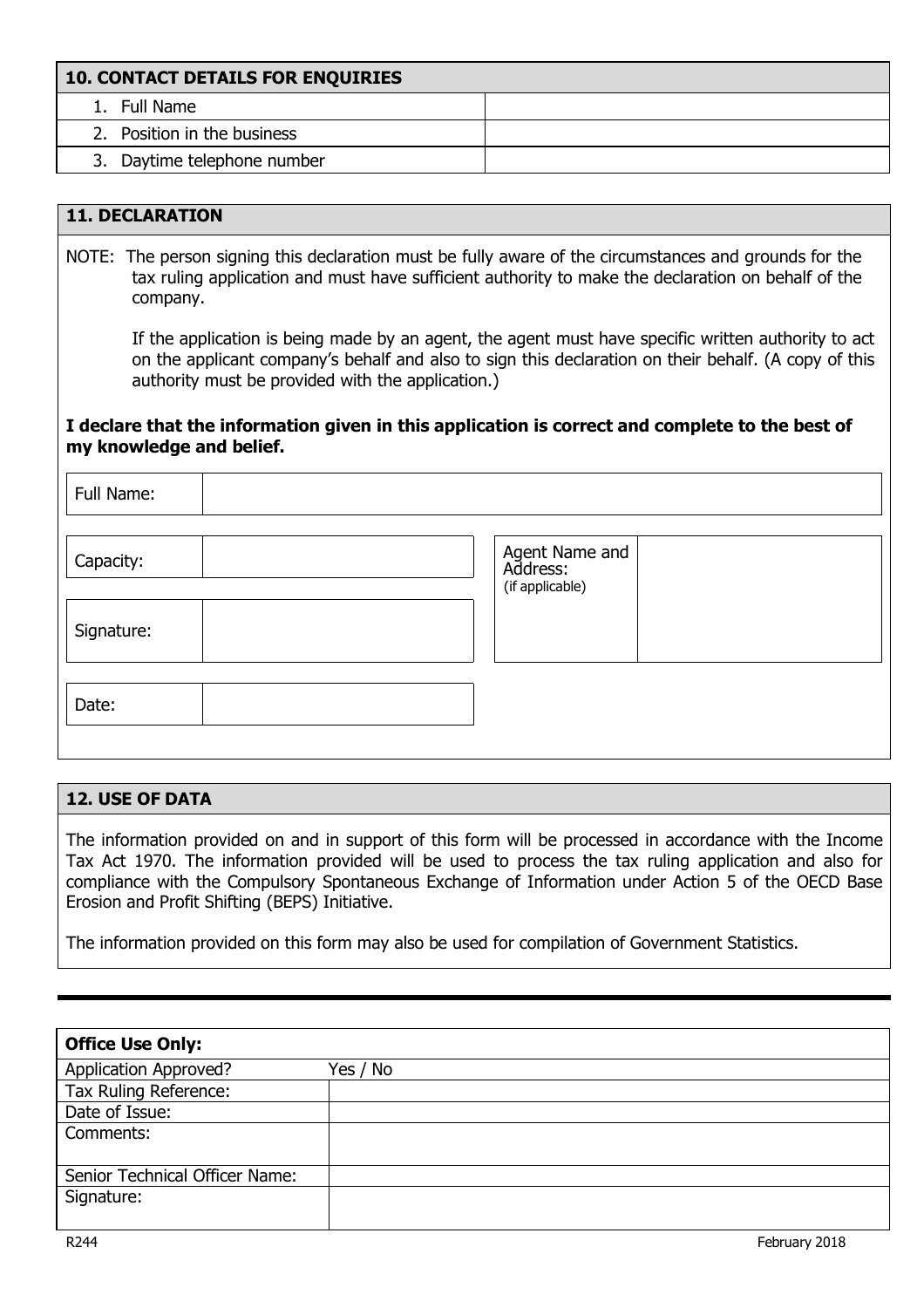| 10. CONTACT DETAILS FOR ENQUIRIES | |
|---|---|
| 1. Full Name | |
| 2. Position in the business | |
| 3. Daytime telephone number | |

## 11. DECLARATION

NOTE: The person signing this declaration must be fully aware of the circumstances and grounds for the tax ruling application and must have sufficient authority to make the declaration on behalf of the company.

If the application is being made by an agent, the agent must have specific written authority to act on the applicant company's behalf and also to sign this declaration on their behalf. (A copy of this authority must be provided with the application.)

**I declare that the information given in this application is correct and complete to the best of my knowledge and belief.**

| Full Name: | |
|---|---|

| Capacity: | | Agent Name and Address: (if applicable) | |
|---|---|---|---|
| Signature: | | | |
| Date: | | | |

## 12. USE OF DATA

The information provided on and in support of this form will be processed in accordance with the Income Tax Act 1970. The information provided will be used to process the tax ruling application and also for compliance with the Compulsory Spontaneous Exchange of Information under Action 5 of the OECD Base Erosion and Profit Shifting (BEPS) Initiative.

The information provided on this form may also be used for compilation of Government Statistics.

---

| Office Use Only: | |
|---|---|
| Application Approved? | Yes / No |
| Tax Ruling Reference: | |
| Date of Issue: | |
| Comments: | |
| Senior Technical Officer Name: | |
| Signature: | |

R244 February 2018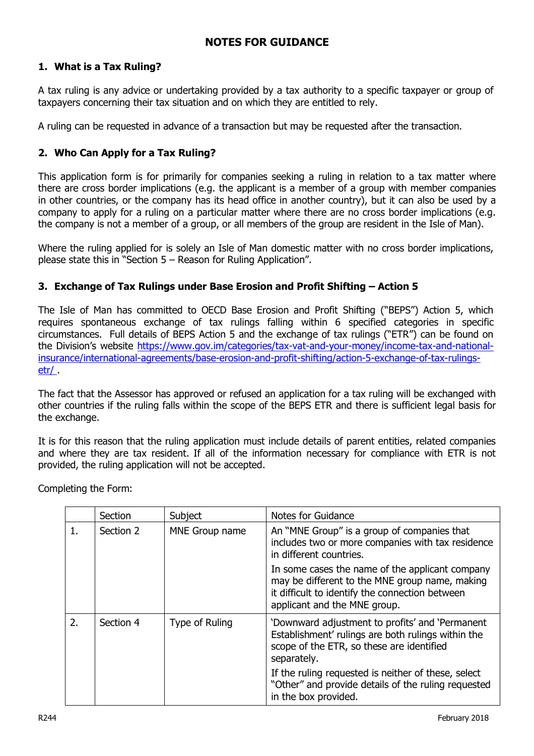## NOTES FOR GUIDANCE

### 1. What is a Tax Ruling?

A tax ruling is any advice or undertaking provided by a tax authority to a specific taxpayer or group of taxpayers concerning their tax situation and on which they are entitled to rely.

A ruling can be requested in advance of a transaction but may be requested after the transaction.

### 2. Who Can Apply for a Tax Ruling?

This application form is for primarily for companies seeking a ruling in relation to a tax matter where there are cross border implications (e.g. the applicant is a member of a group with member companies in other countries, or the company has its head office in another country), but it can also be used by a company to apply for a ruling on a particular matter where there are no cross border implications (e.g. the company is not a member of a group, or all members of the group are resident in the Isle of Man).

Where the ruling applied for is solely an Isle of Man domestic matter with no cross border implications, please state this in "Section 5 – Reason for Ruling Application".

### 3. Exchange of Tax Rulings under Base Erosion and Profit Shifting – Action 5

The Isle of Man has committed to OECD Base Erosion and Profit Shifting ("BEPS") Action 5, which requires spontaneous exchange of tax rulings falling within 6 specified categories in specific circumstances. Full details of BEPS Action 5 and the exchange of tax rulings ("ETR") can be found on the Division's website https://www.gov.im/categories/tax-vat-and-your-money/income-tax-and-national-insurance/international-agreements/base-erosion-and-profit-shifting/action-5-exchange-of-tax-rulings-etr/ .

The fact that the Assessor has approved or refused an application for a tax ruling will be exchanged with other countries if the ruling falls within the scope of the BEPS ETR and there is sufficient legal basis for the exchange.

It is for this reason that the ruling application must include details of parent entities, related companies and where they are tax resident. If all of the information necessary for compliance with ETR is not provided, the ruling application will not be accepted.

Completing the Form:

| | Section | Subject | Notes for Guidance |
|---|---|---|---|
| 1. | Section 2 | MNE Group name | An "MNE Group" is a group of companies that includes two or more companies with tax residence in different countries.<br><br>In some cases the name of the applicant company may be different to the MNE group name, making it difficult to identify the connection between applicant and the MNE group. |
| 2. | Section 4 | Type of Ruling | 'Downward adjustment to profits' and 'Permanent Establishment' rulings are both rulings within the scope of the ETR, so these are identified separately.<br><br>If the ruling requested is neither of these, select "Other" and provide details of the ruling requested in the box provided. |

R244 February 2018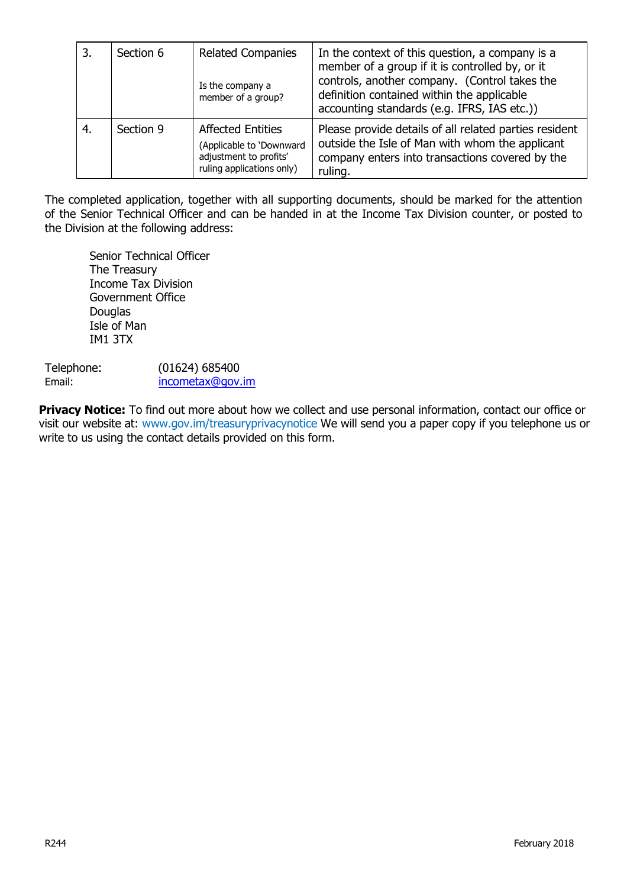| | | | |
|---|---|---|---|
| 3. | Section 6 | Related Companies<br><br>Is the company a member of a group? | In the context of this question, a company is a member of a group if it is controlled by, or it controls, another company. (Control takes the definition contained within the applicable accounting standards (e.g. IFRS, IAS etc.)) |
| 4. | Section 9 | Affected Entities<br>(Applicable to 'Downward adjustment to profits' ruling applications only) | Please provide details of all related parties resident outside the Isle of Man with whom the applicant company enters into transactions covered by the ruling. |

The completed application, together with all supporting documents, should be marked for the attention of the Senior Technical Officer and can be handed in at the Income Tax Division counter, or posted to the Division at the following address:

Senior Technical Officer
The Treasury
Income Tax Division
Government Office
Douglas
Isle of Man
IM1 3TX

Telephone: (01624) 685400
Email: incometax@gov.im

**Privacy Notice:** To find out more about how we collect and use personal information, contact our office or visit our website at: www.gov.im/treasuryprivacynotice We will send you a paper copy if you telephone us or write to us using the contact details provided on this form.

R244 February 2018